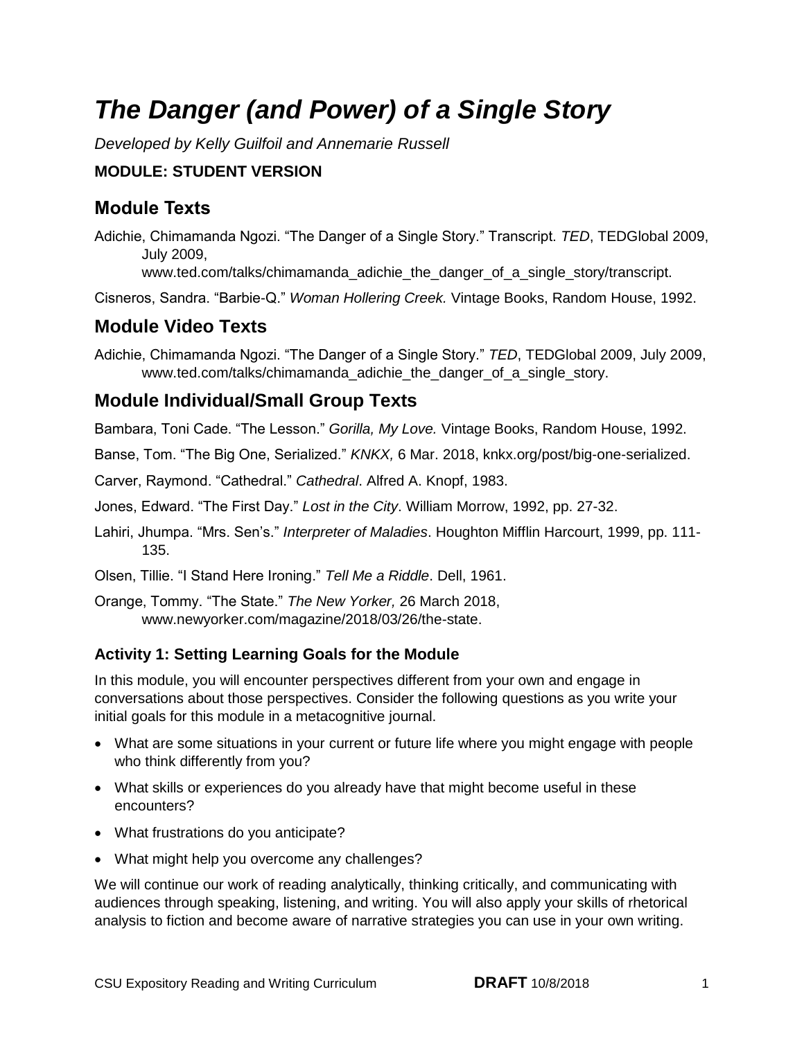# *The Danger (and Power) of a Single Story*

*Developed by Kelly Guilfoil and Annemarie Russell*

**MODULE: STUDENT VERSION**

## Module Texts

Adichie, Chimamanda Ngozi. "The Danger of a Single Story." Transcript. *TED*, TEDGlobal 2009, July 2009, www.ted.com/talks/chimamanda_adichie_the_danger_of_a_single_story/transcript.

Cisneros, Sandra. "Barbie-Q." *Woman Hollering Creek.* Vintage Books, Random House, 1992.

## Module Video Texts

Adichie, Chimamanda Ngozi. "The Danger of a Single Story." *TED*, TEDGlobal 2009, July 2009, www.ted.com/talks/chimamanda_adichie_the_danger_of_a_single_story.

## Module Individual/Small Group Texts

Bambara, Toni Cade. "The Lesson." *Gorilla, My Love.* Vintage Books, Random House, 1992.

Banse, Tom. "The Big One, Serialized." *KNKX,* 6 Mar. 2018, knkx.org/post/big-one-serialized.

Carver, Raymond. "Cathedral." *Cathedral*. Alfred A. Knopf, 1983.

Jones, Edward. "The First Day." *Lost in the City*. William Morrow, 1992, pp. 27-32.

Lahiri, Jhumpa. "Mrs. Sen's." *Interpreter of Maladies*. Houghton Mifflin Harcourt, 1999, pp. 111-135.

Olsen, Tillie. "I Stand Here Ironing." *Tell Me a Riddle*. Dell, 1961.

Orange, Tommy. "The State." *The New Yorker,* 26 March 2018, www.newyorker.com/magazine/2018/03/26/the-state.

### Activity 1: Setting Learning Goals for the Module

In this module, you will encounter perspectives different from your own and engage in conversations about those perspectives. Consider the following questions as you write your initial goals for this module in a metacognitive journal.

- What are some situations in your current or future life where you might engage with people who think differently from you?
- What skills or experiences do you already have that might become useful in these encounters?
- What frustrations do you anticipate?
- What might help you overcome any challenges?

We will continue our work of reading analytically, thinking critically, and communicating with audiences through speaking, listening, and writing. You will also apply your skills of rhetorical analysis to fiction and become aware of narrative strategies you can use in your own writing.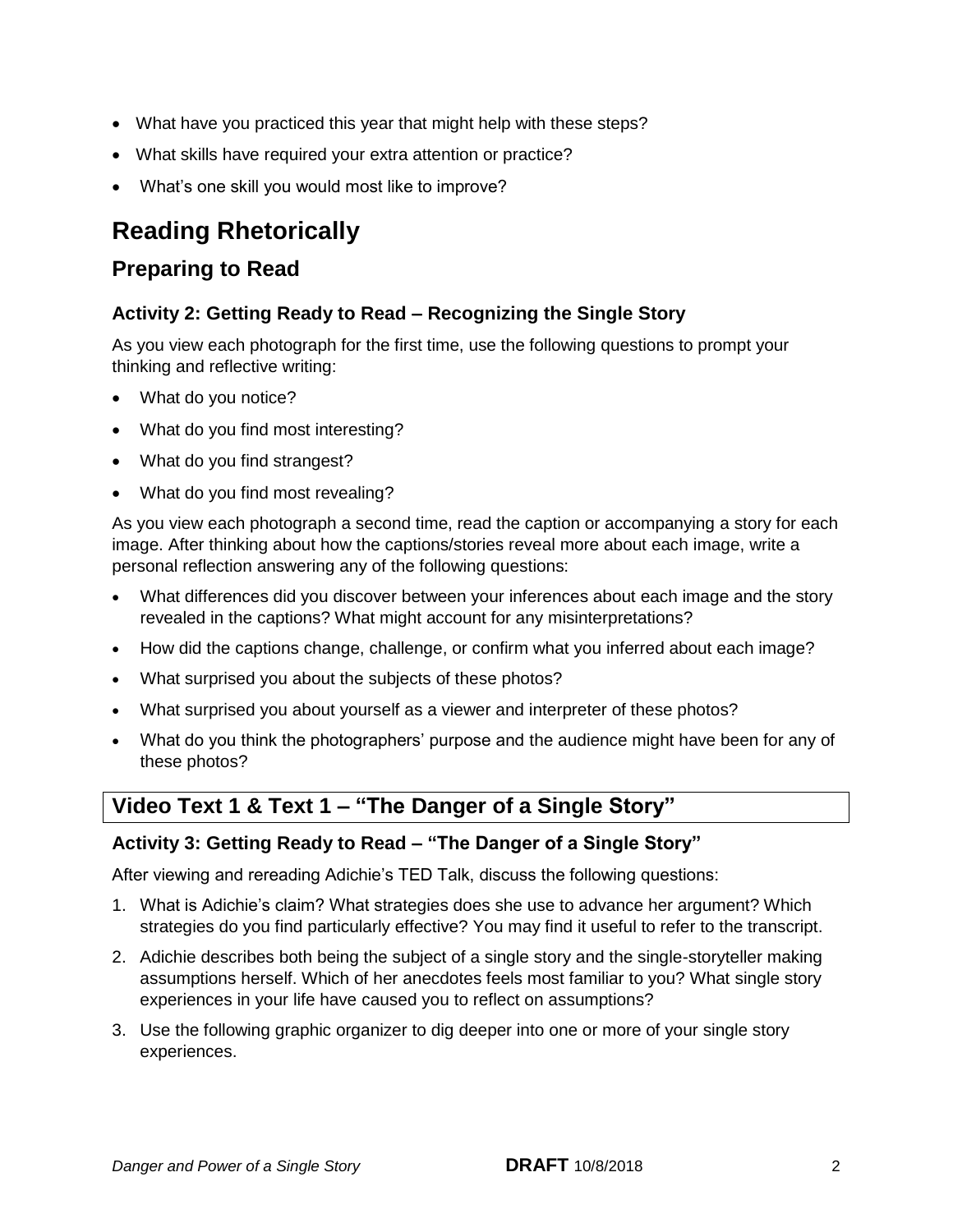- What have you practiced this year that might help with these steps?
- What skills have required your extra attention or practice?
- What's one skill you would most like to improve?

# Reading Rhetorically

## Preparing to Read

### Activity 2: Getting Ready to Read – Recognizing the Single Story

As you view each photograph for the first time, use the following questions to prompt your thinking and reflective writing:

- What do you notice?
- What do you find most interesting?
- What do you find strangest?
- What do you find most revealing?

As you view each photograph a second time, read the caption or accompanying a story for each image. After thinking about how the captions/stories reveal more about each image, write a personal reflection answering any of the following questions:

- What differences did you discover between your inferences about each image and the story revealed in the captions? What might account for any misinterpretations?
- How did the captions change, challenge, or confirm what you inferred about each image?
- What surprised you about the subjects of these photos?
- What surprised you about yourself as a viewer and interpreter of these photos?
- What do you think the photographers' purpose and the audience might have been for any of these photos?

## Video Text 1 & Text 1 – "The Danger of a Single Story"

### Activity 3: Getting Ready to Read – "The Danger of a Single Story"

After viewing and rereading Adichie's TED Talk, discuss the following questions:

1. What is Adichie's claim? What strategies does she use to advance her argument? Which strategies do you find particularly effective? You may find it useful to refer to the transcript.
2. Adichie describes both being the subject of a single story and the single-storyteller making assumptions herself. Which of her anecdotes feels most familiar to you? What single story experiences in your life have caused you to reflect on assumptions?
3. Use the following graphic organizer to dig deeper into one or more of your single story experiences.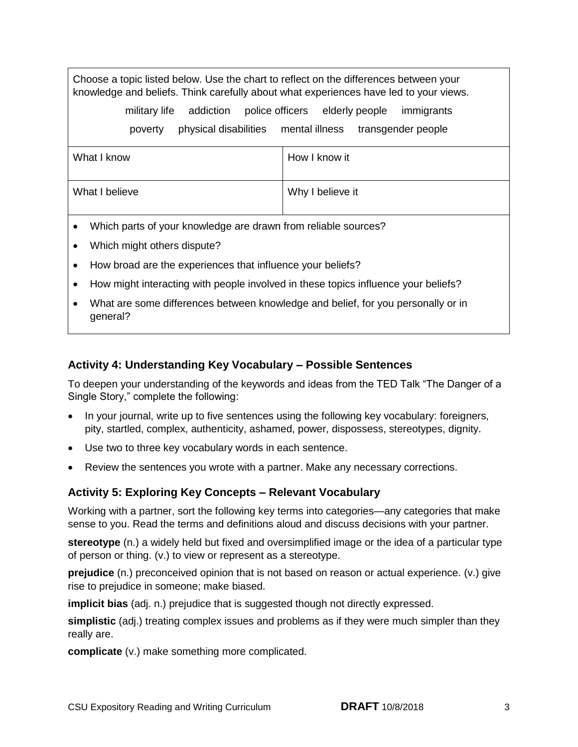Choose a topic listed below. Use the chart to reflect on the differences between your knowledge and beliefs. Think carefully about what experiences have led to your views.

military life addiction police officers elderly people immigrants

poverty physical disabilities mental illness transgender people

| What I know | How I know it |
| --- | --- |
| What I believe | Why I believe it |

- Which parts of your knowledge are drawn from reliable sources?
- Which might others dispute?
- How broad are the experiences that influence your beliefs?
- How might interacting with people involved in these topics influence your beliefs?
- What are some differences between knowledge and belief, for you personally or in general?

### Activity 4: Understanding Key Vocabulary – Possible Sentences

To deepen your understanding of the keywords and ideas from the TED Talk "The Danger of a Single Story," complete the following:

- In your journal, write up to five sentences using the following key vocabulary: foreigners, pity, startled, complex, authenticity, ashamed, power, dispossess, stereotypes, dignity.
- Use two to three key vocabulary words in each sentence.
- Review the sentences you wrote with a partner. Make any necessary corrections.

### Activity 5: Exploring Key Concepts – Relevant Vocabulary

Working with a partner, sort the following key terms into categories—any categories that make sense to you. Read the terms and definitions aloud and discuss decisions with your partner.

**stereotype** (n.) a widely held but fixed and oversimplified image or the idea of a particular type of person or thing. (v.) to view or represent as a stereotype.

**prejudice** (n.) preconceived opinion that is not based on reason or actual experience. (v.) give rise to prejudice in someone; make biased.

**implicit bias** (adj. n.) prejudice that is suggested though not directly expressed.

**simplistic** (adj.) treating complex issues and problems as if they were much simpler than they really are.

**complicate** (v.) make something more complicated.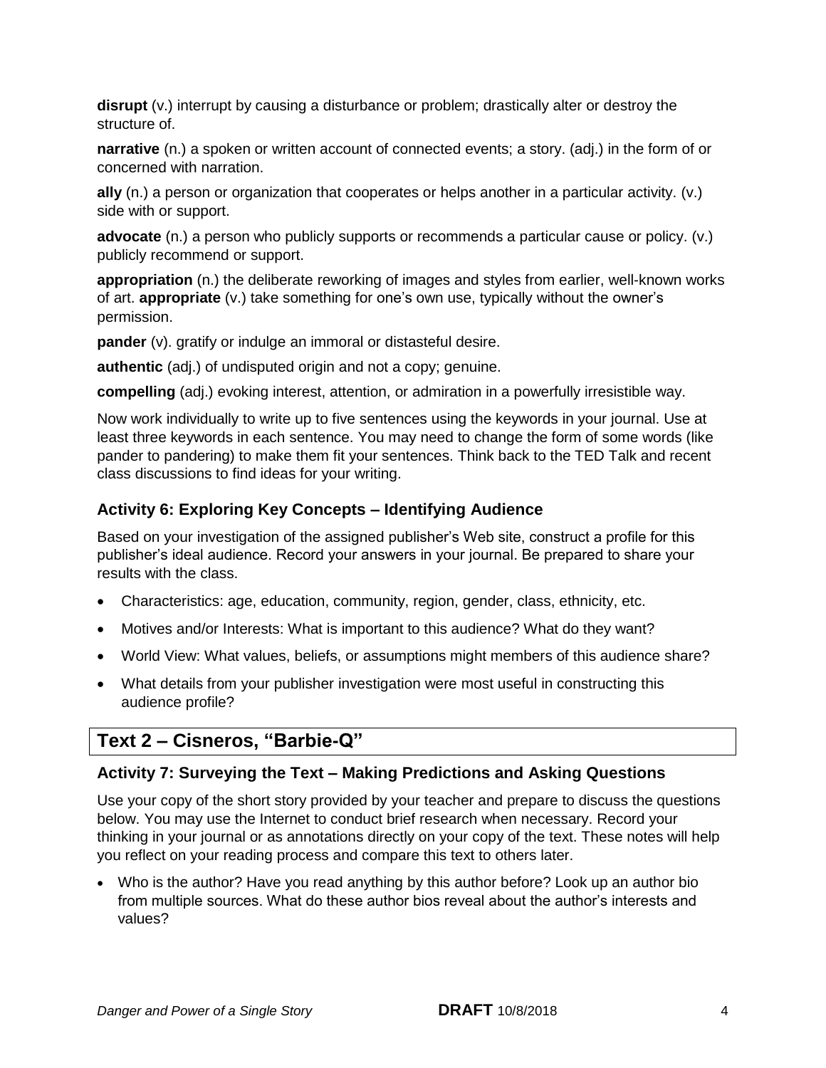**disrupt** (v.) interrupt by causing a disturbance or problem; drastically alter or destroy the structure of.

**narrative** (n.) a spoken or written account of connected events; a story. (adj.) in the form of or concerned with narration.

**ally** (n.) a person or organization that cooperates or helps another in a particular activity. (v.) side with or support.

**advocate** (n.) a person who publicly supports or recommends a particular cause or policy. (v.) publicly recommend or support.

**appropriation** (n.) the deliberate reworking of images and styles from earlier, well-known works of art. **appropriate** (v.) take something for one's own use, typically without the owner's permission.

**pander** (v). gratify or indulge an immoral or distasteful desire.

**authentic** (adj.) of undisputed origin and not a copy; genuine.

**compelling** (adj.) evoking interest, attention, or admiration in a powerfully irresistible way.

Now work individually to write up to five sentences using the keywords in your journal. Use at least three keywords in each sentence. You may need to change the form of some words (like pander to pandering) to make them fit your sentences. Think back to the TED Talk and recent class discussions to find ideas for your writing.

### Activity 6: Exploring Key Concepts – Identifying Audience

Based on your investigation of the assigned publisher's Web site, construct a profile for this publisher's ideal audience. Record your answers in your journal. Be prepared to share your results with the class.

- Characteristics: age, education, community, region, gender, class, ethnicity, etc.
- Motives and/or Interests: What is important to this audience? What do they want?
- World View: What values, beliefs, or assumptions might members of this audience share?
- What details from your publisher investigation were most useful in constructing this audience profile?

## Text 2 – Cisneros, "Barbie-Q"

### Activity 7: Surveying the Text – Making Predictions and Asking Questions

Use your copy of the short story provided by your teacher and prepare to discuss the questions below. You may use the Internet to conduct brief research when necessary. Record your thinking in your journal or as annotations directly on your copy of the text. These notes will help you reflect on your reading process and compare this text to others later.

- Who is the author? Have you read anything by this author before? Look up an author bio from multiple sources. What do these author bios reveal about the author's interests and values?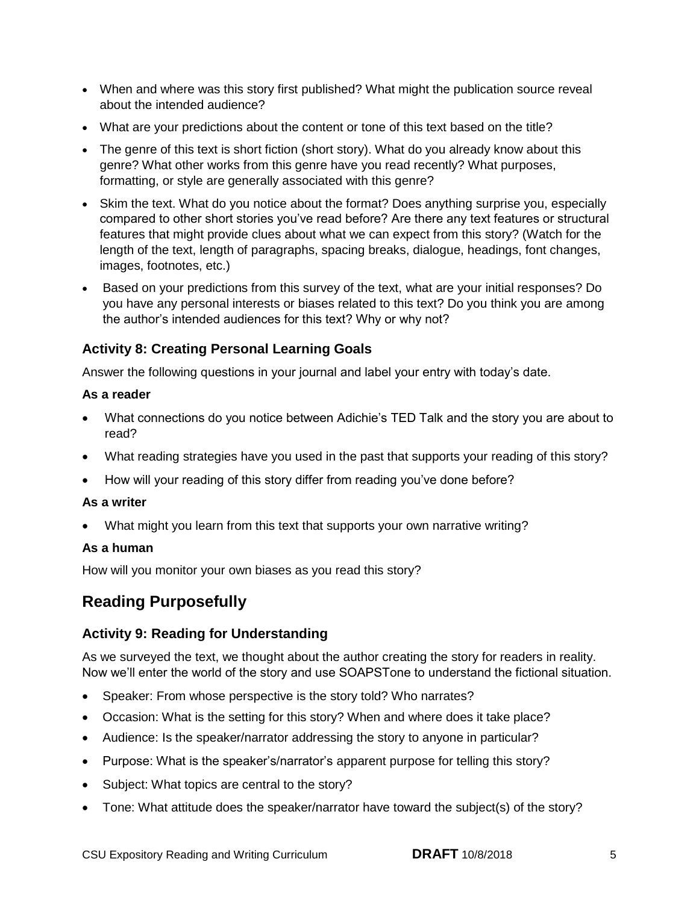- When and where was this story first published? What might the publication source reveal about the intended audience?
- What are your predictions about the content or tone of this text based on the title?
- The genre of this text is short fiction (short story). What do you already know about this genre? What other works from this genre have you read recently? What purposes, formatting, or style are generally associated with this genre?
- Skim the text. What do you notice about the format? Does anything surprise you, especially compared to other short stories you've read before? Are there any text features or structural features that might provide clues about what we can expect from this story? (Watch for the length of the text, length of paragraphs, spacing breaks, dialogue, headings, font changes, images, footnotes, etc.)
- Based on your predictions from this survey of the text, what are your initial responses? Do you have any personal interests or biases related to this text? Do you think you are among the author's intended audiences for this text? Why or why not?

### Activity 8: Creating Personal Learning Goals

Answer the following questions in your journal and label your entry with today's date.

**As a reader**

- What connections do you notice between Adichie's TED Talk and the story you are about to read?
- What reading strategies have you used in the past that supports your reading of this story?
- How will your reading of this story differ from reading you've done before?

**As a writer**

- What might you learn from this text that supports your own narrative writing?

**As a human**

How will you monitor your own biases as you read this story?

## Reading Purposefully

### Activity 9: Reading for Understanding

As we surveyed the text, we thought about the author creating the story for readers in reality. Now we'll enter the world of the story and use SOAPSTone to understand the fictional situation.

- Speaker: From whose perspective is the story told? Who narrates?
- Occasion: What is the setting for this story? When and where does it take place?
- Audience: Is the speaker/narrator addressing the story to anyone in particular?
- Purpose: What is the speaker's/narrator's apparent purpose for telling this story?
- Subject: What topics are central to the story?
- Tone: What attitude does the speaker/narrator have toward the subject(s) of the story?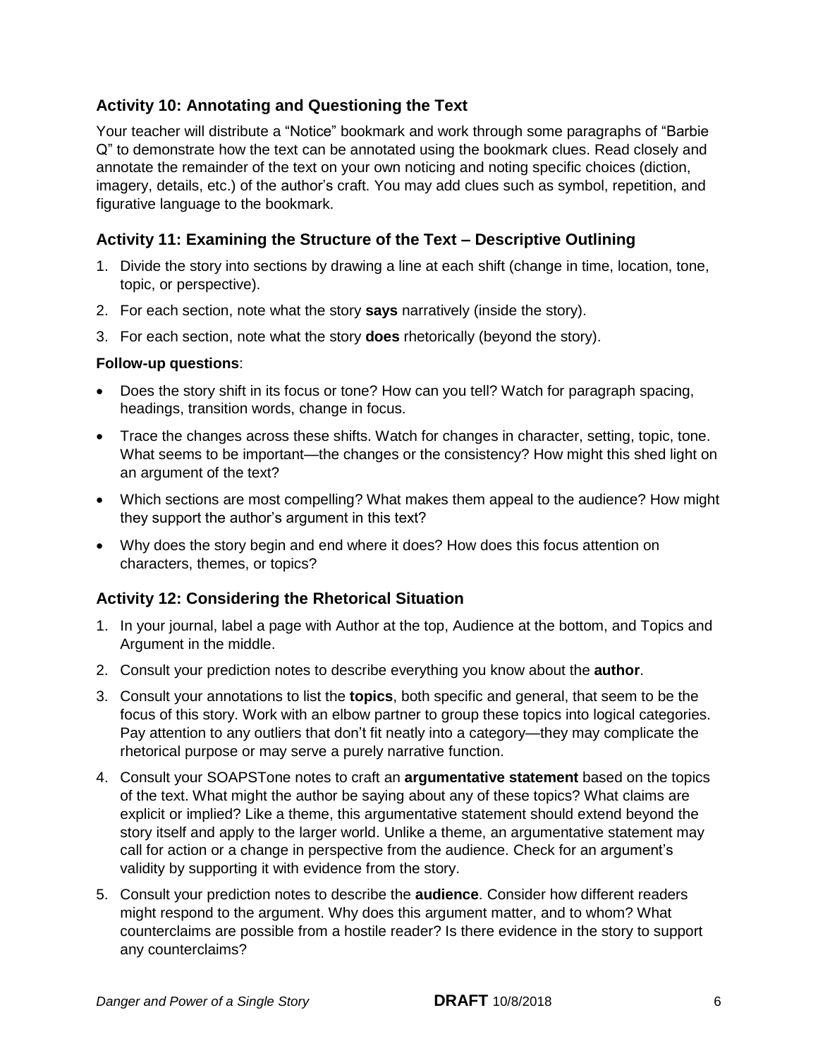## Activity 10: Annotating and Questioning the Text

Your teacher will distribute a “Notice” bookmark and work through some paragraphs of “Barbie Q” to demonstrate how the text can be annotated using the bookmark clues. Read closely and annotate the remainder of the text on your own noticing and noting specific choices (diction, imagery, details, etc.) of the author’s craft. You may add clues such as symbol, repetition, and figurative language to the bookmark.

## Activity 11: Examining the Structure of the Text – Descriptive Outlining

1. Divide the story into sections by drawing a line at each shift (change in time, location, tone, topic, or perspective).
2. For each section, note what the story **says** narratively (inside the story).
3. For each section, note what the story **does** rhetorically (beyond the story).

**Follow-up questions**:

- Does the story shift in its focus or tone? How can you tell? Watch for paragraph spacing, headings, transition words, change in focus.
- Trace the changes across these shifts. Watch for changes in character, setting, topic, tone. What seems to be important—the changes or the consistency? How might this shed light on an argument of the text?
- Which sections are most compelling? What makes them appeal to the audience? How might they support the author’s argument in this text?
- Why does the story begin and end where it does? How does this focus attention on characters, themes, or topics?

## Activity 12: Considering the Rhetorical Situation

1. In your journal, label a page with Author at the top, Audience at the bottom, and Topics and Argument in the middle.
2. Consult your prediction notes to describe everything you know about the **author**.
3. Consult your annotations to list the **topics**, both specific and general, that seem to be the focus of this story. Work with an elbow partner to group these topics into logical categories. Pay attention to any outliers that don’t fit neatly into a category—they may complicate the rhetorical purpose or may serve a purely narrative function.
4. Consult your SOAPSTone notes to craft an **argumentative statement** based on the topics of the text. What might the author be saying about any of these topics? What claims are explicit or implied? Like a theme, this argumentative statement should extend beyond the story itself and apply to the larger world. Unlike a theme, an argumentative statement may call for action or a change in perspective from the audience. Check for an argument’s validity by supporting it with evidence from the story.
5. Consult your prediction notes to describe the **audience**. Consider how different readers might respond to the argument. Why does this argument matter, and to whom? What counterclaims are possible from a hostile reader? Is there evidence in the story to support any counterclaims?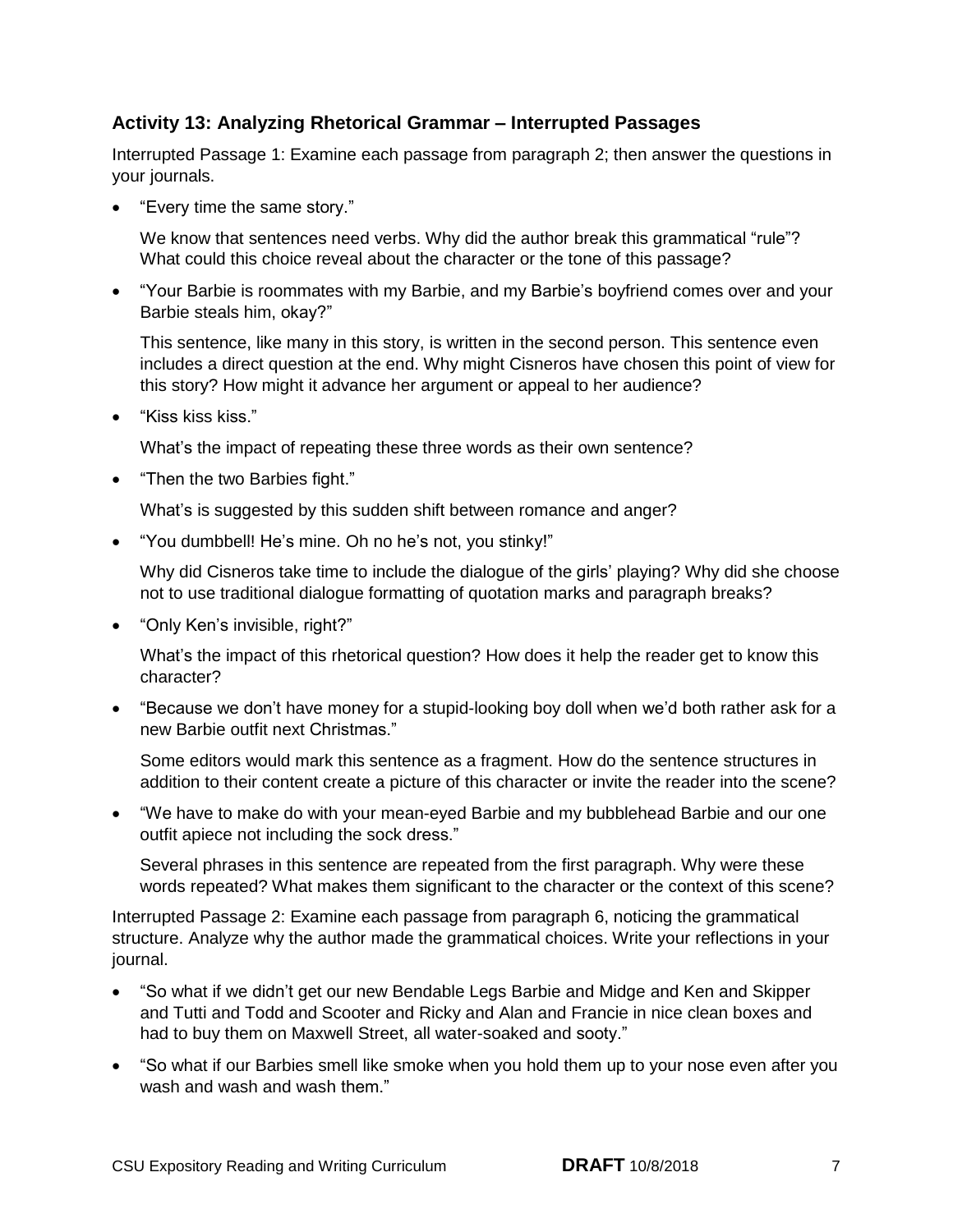### Activity 13: Analyzing Rhetorical Grammar – Interrupted Passages

Interrupted Passage 1: Examine each passage from paragraph 2; then answer the questions in your journals.

- "Every time the same story."

  We know that sentences need verbs. Why did the author break this grammatical "rule"? What could this choice reveal about the character or the tone of this passage?

- "Your Barbie is roommates with my Barbie, and my Barbie's boyfriend comes over and your Barbie steals him, okay?"

  This sentence, like many in this story, is written in the second person. This sentence even includes a direct question at the end. Why might Cisneros have chosen this point of view for this story? How might it advance her argument or appeal to her audience?

- "Kiss kiss kiss."

  What's the impact of repeating these three words as their own sentence?

- "Then the two Barbies fight."

  What's is suggested by this sudden shift between romance and anger?

- "You dumbbell! He's mine. Oh no he's not, you stinky!"

  Why did Cisneros take time to include the dialogue of the girls' playing? Why did she choose not to use traditional dialogue formatting of quotation marks and paragraph breaks?

- "Only Ken's invisible, right?"

  What's the impact of this rhetorical question? How does it help the reader get to know this character?

- "Because we don't have money for a stupid-looking boy doll when we'd both rather ask for a new Barbie outfit next Christmas."

  Some editors would mark this sentence as a fragment. How do the sentence structures in addition to their content create a picture of this character or invite the reader into the scene?

- "We have to make do with your mean-eyed Barbie and my bubblehead Barbie and our one outfit apiece not including the sock dress."

  Several phrases in this sentence are repeated from the first paragraph. Why were these words repeated? What makes them significant to the character or the context of this scene?

Interrupted Passage 2: Examine each passage from paragraph 6, noticing the grammatical structure. Analyze why the author made the grammatical choices. Write your reflections in your journal.

- "So what if we didn't get our new Bendable Legs Barbie and Midge and Ken and Skipper and Tutti and Todd and Scooter and Ricky and Alan and Francie in nice clean boxes and had to buy them on Maxwell Street, all water-soaked and sooty."
- "So what if our Barbies smell like smoke when you hold them up to your nose even after you wash and wash and wash them."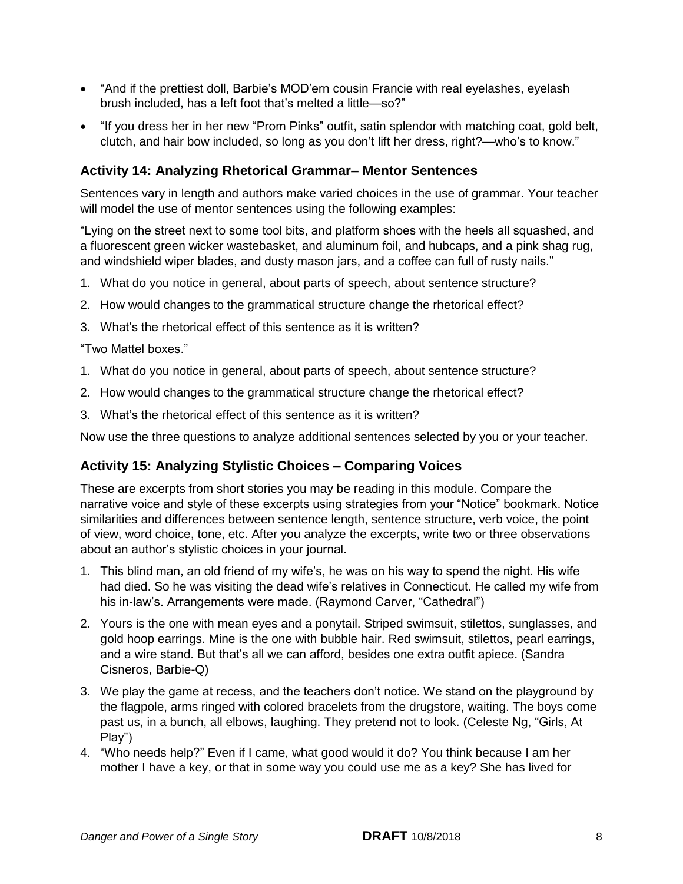- "And if the prettiest doll, Barbie's MOD'ern cousin Francie with real eyelashes, eyelash brush included, has a left foot that's melted a little—so?"
- "If you dress her in her new "Prom Pinks" outfit, satin splendor with matching coat, gold belt, clutch, and hair bow included, so long as you don't lift her dress, right?—who's to know."

### Activity 14: Analyzing Rhetorical Grammar– Mentor Sentences

Sentences vary in length and authors make varied choices in the use of grammar. Your teacher will model the use of mentor sentences using the following examples:

"Lying on the street next to some tool bits, and platform shoes with the heels all squashed, and a fluorescent green wicker wastebasket, and aluminum foil, and hubcaps, and a pink shag rug, and windshield wiper blades, and dusty mason jars, and a coffee can full of rusty nails."

1. What do you notice in general, about parts of speech, about sentence structure?
2. How would changes to the grammatical structure change the rhetorical effect?
3. What's the rhetorical effect of this sentence as it is written?

"Two Mattel boxes."

1. What do you notice in general, about parts of speech, about sentence structure?
2. How would changes to the grammatical structure change the rhetorical effect?
3. What's the rhetorical effect of this sentence as it is written?

Now use the three questions to analyze additional sentences selected by you or your teacher.

### Activity 15: Analyzing Stylistic Choices – Comparing Voices

These are excerpts from short stories you may be reading in this module. Compare the narrative voice and style of these excerpts using strategies from your "Notice" bookmark. Notice similarities and differences between sentence length, sentence structure, verb voice, the point of view, word choice, tone, etc. After you analyze the excerpts, write two or three observations about an author's stylistic choices in your journal.

1. This blind man, an old friend of my wife's, he was on his way to spend the night. His wife had died. So he was visiting the dead wife's relatives in Connecticut. He called my wife from his in-law's. Arrangements were made. (Raymond Carver, "Cathedral")
2. Yours is the one with mean eyes and a ponytail. Striped swimsuit, stilettos, sunglasses, and gold hoop earrings. Mine is the one with bubble hair. Red swimsuit, stilettos, pearl earrings, and a wire stand. But that's all we can afford, besides one extra outfit apiece. (Sandra Cisneros, Barbie-Q)
3. We play the game at recess, and the teachers don't notice. We stand on the playground by the flagpole, arms ringed with colored bracelets from the drugstore, waiting. The boys come past us, in a bunch, all elbows, laughing. They pretend not to look. (Celeste Ng, "Girls, At Play")
4. "Who needs help?" Even if I came, what good would it do? You think because I am her mother I have a key, or that in some way you could use me as a key? She has lived for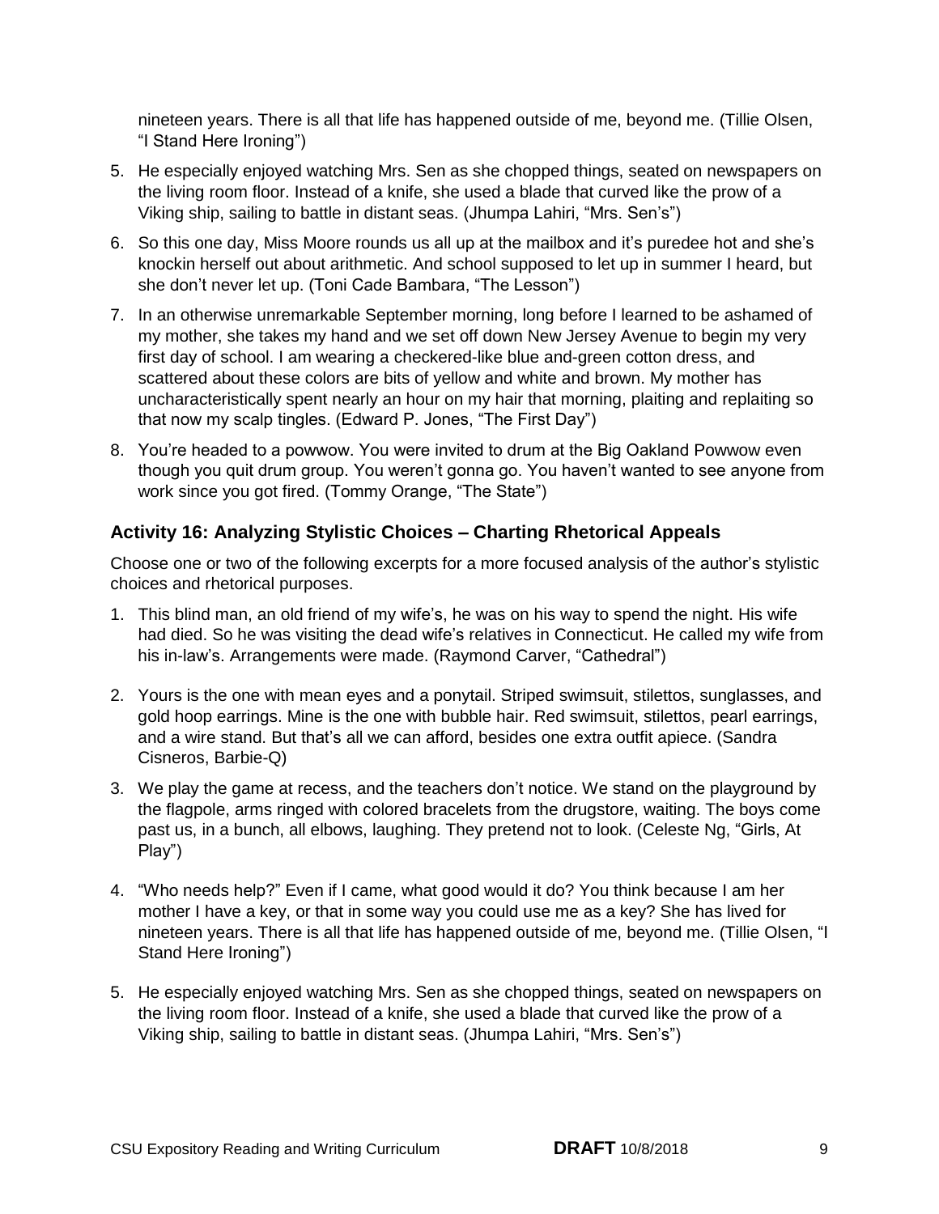nineteen years. There is all that life has happened outside of me, beyond me. (Tillie Olsen, "I Stand Here Ironing")

5. He especially enjoyed watching Mrs. Sen as she chopped things, seated on newspapers on the living room floor. Instead of a knife, she used a blade that curved like the prow of a Viking ship, sailing to battle in distant seas. (Jhumpa Lahiri, "Mrs. Sen's")
6. So this one day, Miss Moore rounds us all up at the mailbox and it's puredee hot and she's knockin herself out about arithmetic. And school supposed to let up in summer I heard, but she don't never let up. (Toni Cade Bambara, "The Lesson")
7. In an otherwise unremarkable September morning, long before I learned to be ashamed of my mother, she takes my hand and we set off down New Jersey Avenue to begin my very first day of school. I am wearing a checkered-like blue and-green cotton dress, and scattered about these colors are bits of yellow and white and brown. My mother has uncharacteristically spent nearly an hour on my hair that morning, plaiting and replaiting so that now my scalp tingles. (Edward P. Jones, "The First Day")
8. You're headed to a powwow. You were invited to drum at the Big Oakland Powwow even though you quit drum group. You weren't gonna go. You haven't wanted to see anyone from work since you got fired. (Tommy Orange, "The State")

### Activity 16: Analyzing Stylistic Choices – Charting Rhetorical Appeals

Choose one or two of the following excerpts for a more focused analysis of the author's stylistic choices and rhetorical purposes.

1. This blind man, an old friend of my wife's, he was on his way to spend the night. His wife had died. So he was visiting the dead wife's relatives in Connecticut. He called my wife from his in-law's. Arrangements were made. (Raymond Carver, "Cathedral")
2. Yours is the one with mean eyes and a ponytail. Striped swimsuit, stilettos, sunglasses, and gold hoop earrings. Mine is the one with bubble hair. Red swimsuit, stilettos, pearl earrings, and a wire stand. But that's all we can afford, besides one extra outfit apiece. (Sandra Cisneros, Barbie-Q)
3. We play the game at recess, and the teachers don't notice. We stand on the playground by the flagpole, arms ringed with colored bracelets from the drugstore, waiting. The boys come past us, in a bunch, all elbows, laughing. They pretend not to look. (Celeste Ng, "Girls, At Play")
4. "Who needs help?" Even if I came, what good would it do? You think because I am her mother I have a key, or that in some way you could use me as a key? She has lived for nineteen years. There is all that life has happened outside of me, beyond me. (Tillie Olsen, "I Stand Here Ironing")
5. He especially enjoyed watching Mrs. Sen as she chopped things, seated on newspapers on the living room floor. Instead of a knife, she used a blade that curved like the prow of a Viking ship, sailing to battle in distant seas. (Jhumpa Lahiri, "Mrs. Sen's")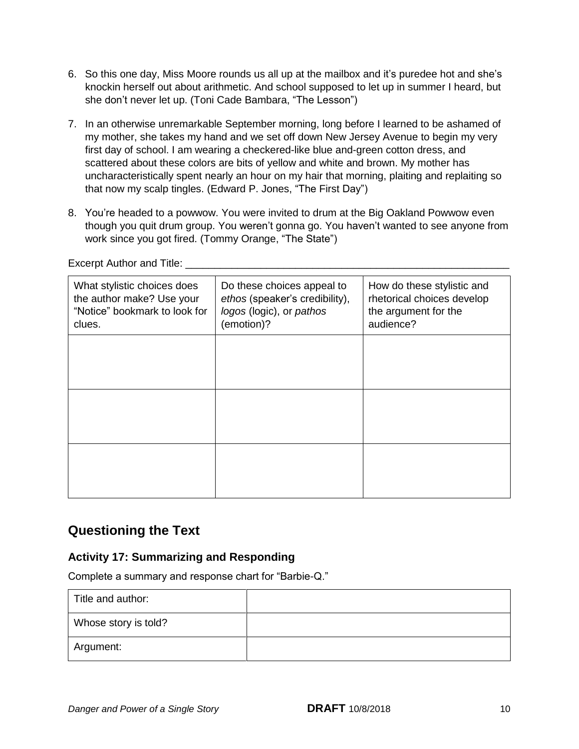6. So this one day, Miss Moore rounds us all up at the mailbox and it's puredee hot and she's knockin herself out about arithmetic. And school supposed to let up in summer I heard, but she don't never let up. (Toni Cade Bambara, "The Lesson")

7. In an otherwise unremarkable September morning, long before I learned to be ashamed of my mother, she takes my hand and we set off down New Jersey Avenue to begin my very first day of school. I am wearing a checkered-like blue and-green cotton dress, and scattered about these colors are bits of yellow and white and brown. My mother has uncharacteristically spent nearly an hour on my hair that morning, plaiting and replaiting so that now my scalp tingles. (Edward P. Jones, "The First Day")

8. You're headed to a powwow. You were invited to drum at the Big Oakland Powwow even though you quit drum group. You weren't gonna go. You haven't wanted to see anyone from work since you got fired. (Tommy Orange, "The State")

Excerpt Author and Title: ______________________________________________________________

| What stylistic choices does the author make? Use your "Notice" bookmark to look for clues. | Do these choices appeal to *ethos* (speaker's credibility), *logos* (logic), or *pathos* (emotion)? | How do these stylistic and rhetorical choices develop the argument for the audience? |
|---|---|---|
| | | |
| | | |
| | | |

## Questioning the Text

### Activity 17: Summarizing and Responding

Complete a summary and response chart for "Barbie-Q."

| Title and author: | |
|---|---|
| Whose story is told? | |
| Argument: | |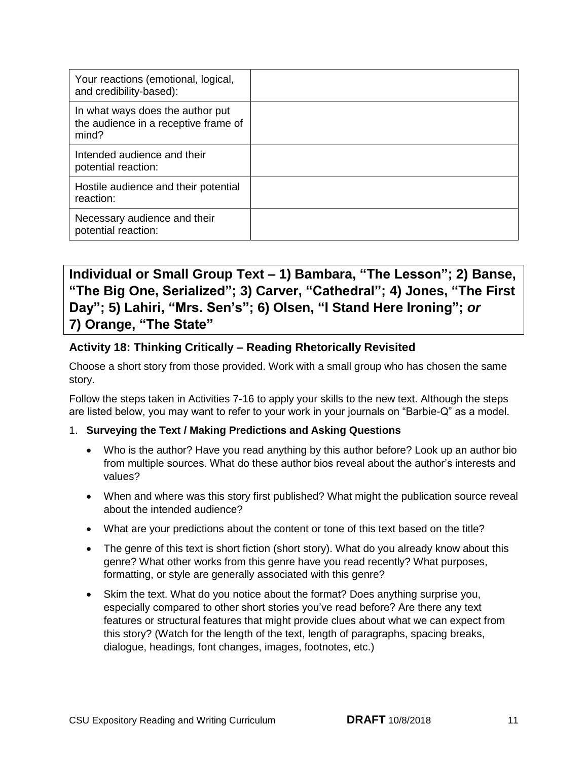| | |
|---|---|
| Your reactions (emotional, logical, and credibility-based): | |
| In what ways does the author put the audience in a receptive frame of mind? | |
| Intended audience and their potential reaction: | |
| Hostile audience and their potential reaction: | |
| Necessary audience and their potential reaction: | |

## Individual or Small Group Text – 1) Bambara, "The Lesson"; 2) Banse, "The Big One, Serialized"; 3) Carver, "Cathedral"; 4) Jones, "The First Day"; 5) Lahiri, "Mrs. Sen's"; 6) Olsen, "I Stand Here Ironing"; *or* 7) Orange, "The State"

### Activity 18: Thinking Critically – Reading Rhetorically Revisited

Choose a short story from those provided. Work with a small group who has chosen the same story.

Follow the steps taken in Activities 7-16 to apply your skills to the new text. Although the steps are listed below, you may want to refer to your work in your journals on "Barbie-Q" as a model.

1. **Surveying the Text / Making Predictions and Asking Questions**
   - Who is the author? Have you read anything by this author before? Look up an author bio from multiple sources. What do these author bios reveal about the author's interests and values?
   - When and where was this story first published? What might the publication source reveal about the intended audience?
   - What are your predictions about the content or tone of this text based on the title?
   - The genre of this text is short fiction (short story). What do you already know about this genre? What other works from this genre have you read recently? What purposes, formatting, or style are generally associated with this genre?
   - Skim the text. What do you notice about the format? Does anything surprise you, especially compared to other short stories you've read before? Are there any text features or structural features that might provide clues about what we can expect from this story? (Watch for the length of the text, length of paragraphs, spacing breaks, dialogue, headings, font changes, images, footnotes, etc.)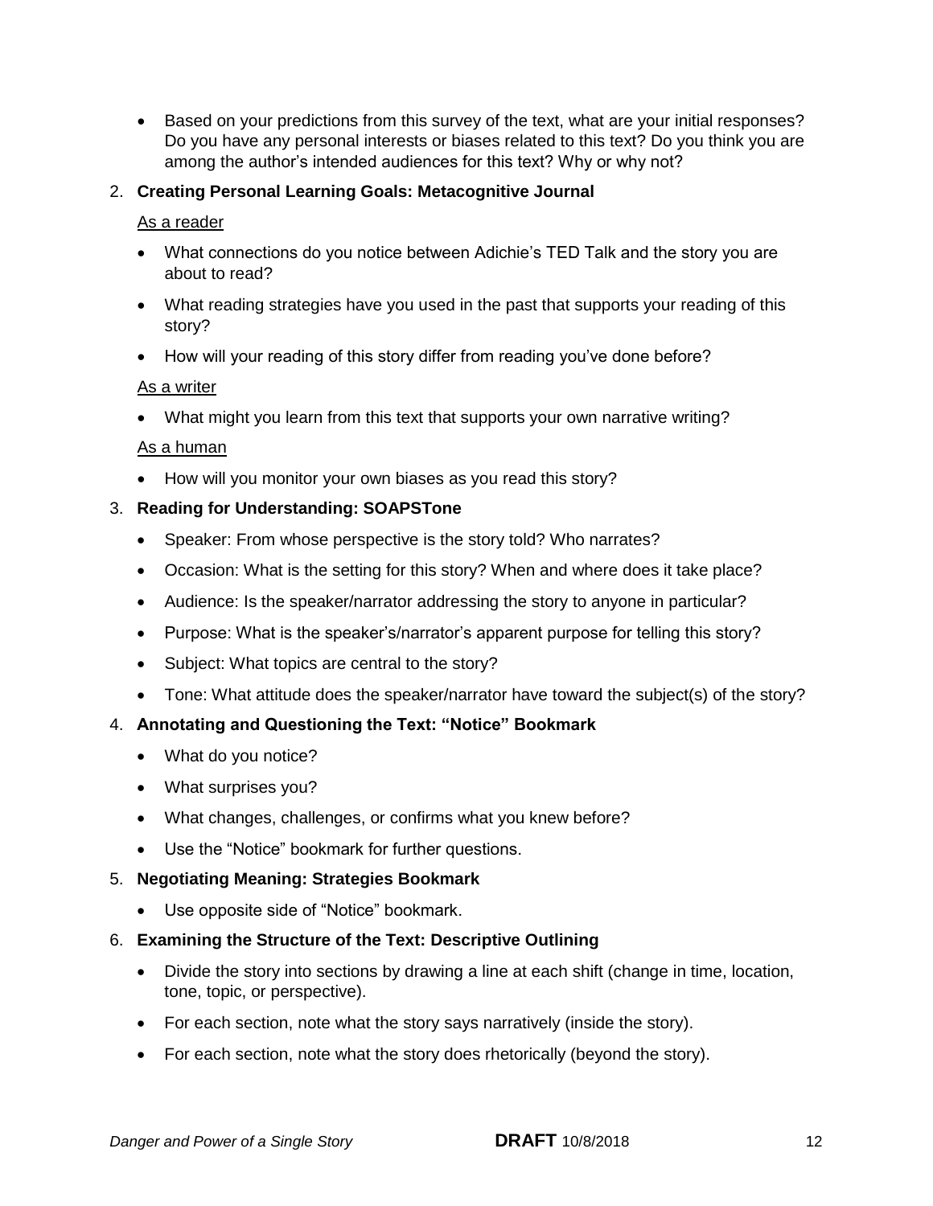- Based on your predictions from this survey of the text, what are your initial responses? Do you have any personal interests or biases related to this text? Do you think you are among the author's intended audiences for this text? Why or why not?

2. **Creating Personal Learning Goals: Metacognitive Journal**

   <u>As a reader</u>

   - What connections do you notice between Adichie's TED Talk and the story you are about to read?
   - What reading strategies have you used in the past that supports your reading of this story?
   - How will your reading of this story differ from reading you've done before?

   <u>As a writer</u>

   - What might you learn from this text that supports your own narrative writing?

   <u>As a human</u>

   - How will you monitor your own biases as you read this story?

3. **Reading for Understanding: SOAPSTone**

   - Speaker: From whose perspective is the story told? Who narrates?
   - Occasion: What is the setting for this story? When and where does it take place?
   - Audience: Is the speaker/narrator addressing the story to anyone in particular?
   - Purpose: What is the speaker's/narrator's apparent purpose for telling this story?
   - Subject: What topics are central to the story?
   - Tone: What attitude does the speaker/narrator have toward the subject(s) of the story?

4. **Annotating and Questioning the Text: "Notice" Bookmark**

   - What do you notice?
   - What surprises you?
   - What changes, challenges, or confirms what you knew before?
   - Use the "Notice" bookmark for further questions.

5. **Negotiating Meaning: Strategies Bookmark**

   - Use opposite side of "Notice" bookmark.

6. **Examining the Structure of the Text: Descriptive Outlining**

   - Divide the story into sections by drawing a line at each shift (change in time, location, tone, topic, or perspective).
   - For each section, note what the story says narratively (inside the story).
   - For each section, note what the story does rhetorically (beyond the story).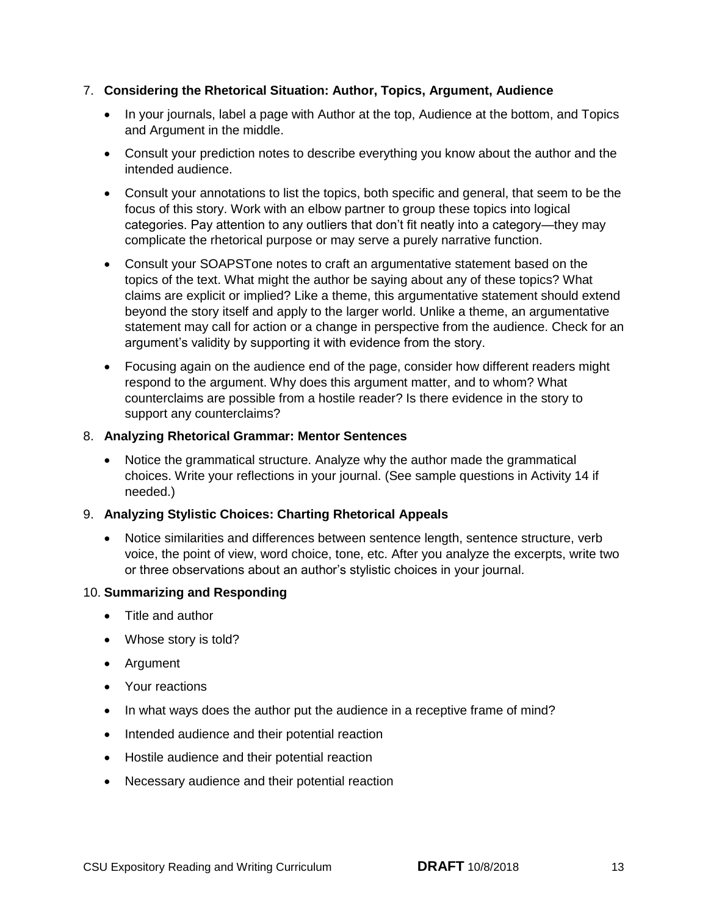7. **Considering the Rhetorical Situation: Author, Topics, Argument, Audience**
   - In your journals, label a page with Author at the top, Audience at the bottom, and Topics and Argument in the middle.
   - Consult your prediction notes to describe everything you know about the author and the intended audience.
   - Consult your annotations to list the topics, both specific and general, that seem to be the focus of this story. Work with an elbow partner to group these topics into logical categories. Pay attention to any outliers that don't fit neatly into a category—they may complicate the rhetorical purpose or may serve a purely narrative function.
   - Consult your SOAPSTone notes to craft an argumentative statement based on the topics of the text. What might the author be saying about any of these topics? What claims are explicit or implied? Like a theme, this argumentative statement should extend beyond the story itself and apply to the larger world. Unlike a theme, an argumentative statement may call for action or a change in perspective from the audience. Check for an argument's validity by supporting it with evidence from the story.
   - Focusing again on the audience end of the page, consider how different readers might respond to the argument. Why does this argument matter, and to whom? What counterclaims are possible from a hostile reader? Is there evidence in the story to support any counterclaims?

8. **Analyzing Rhetorical Grammar: Mentor Sentences**
   - Notice the grammatical structure. Analyze why the author made the grammatical choices. Write your reflections in your journal. (See sample questions in Activity 14 if needed.)

9. **Analyzing Stylistic Choices: Charting Rhetorical Appeals**
   - Notice similarities and differences between sentence length, sentence structure, verb voice, the point of view, word choice, tone, etc. After you analyze the excerpts, write two or three observations about an author's stylistic choices in your journal.

10. **Summarizing and Responding**
    - Title and author
    - Whose story is told?
    - Argument
    - Your reactions
    - In what ways does the author put the audience in a receptive frame of mind?
    - Intended audience and their potential reaction
    - Hostile audience and their potential reaction
    - Necessary audience and their potential reaction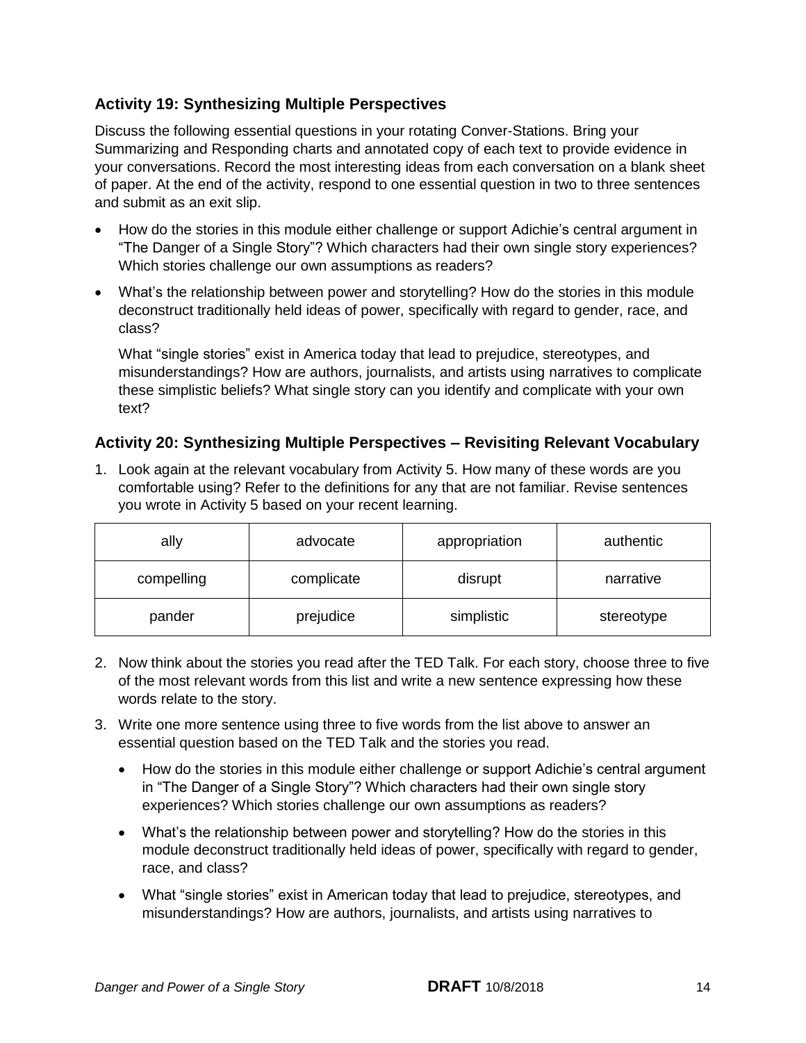### Activity 19: Synthesizing Multiple Perspectives

Discuss the following essential questions in your rotating Conver-Stations. Bring your Summarizing and Responding charts and annotated copy of each text to provide evidence in your conversations. Record the most interesting ideas from each conversation on a blank sheet of paper. At the end of the activity, respond to one essential question in two to three sentences and submit as an exit slip.

- How do the stories in this module either challenge or support Adichie's central argument in "The Danger of a Single Story"? Which characters had their own single story experiences? Which stories challenge our own assumptions as readers?
- What's the relationship between power and storytelling? How do the stories in this module deconstruct traditionally held ideas of power, specifically with regard to gender, race, and class?

  What "single stories" exist in America today that lead to prejudice, stereotypes, and misunderstandings? How are authors, journalists, and artists using narratives to complicate these simplistic beliefs? What single story can you identify and complicate with your own text?

### Activity 20: Synthesizing Multiple Perspectives – Revisiting Relevant Vocabulary

1. Look again at the relevant vocabulary from Activity 5. How many of these words are you comfortable using? Refer to the definitions for any that are not familiar. Revise sentences you wrote in Activity 5 based on your recent learning.

| | | | |
|---|---|---|---|
| ally | advocate | appropriation | authentic |
| compelling | complicate | disrupt | narrative |
| pander | prejudice | simplistic | stereotype |

2. Now think about the stories you read after the TED Talk. For each story, choose three to five of the most relevant words from this list and write a new sentence expressing how these words relate to the story.
3. Write one more sentence using three to five words from the list above to answer an essential question based on the TED Talk and the stories you read.
   - How do the stories in this module either challenge or support Adichie's central argument in "The Danger of a Single Story"? Which characters had their own single story experiences? Which stories challenge our own assumptions as readers?
   - What's the relationship between power and storytelling? How do the stories in this module deconstruct traditionally held ideas of power, specifically with regard to gender, race, and class?
   - What "single stories" exist in American today that lead to prejudice, stereotypes, and misunderstandings? How are authors, journalists, and artists using narratives to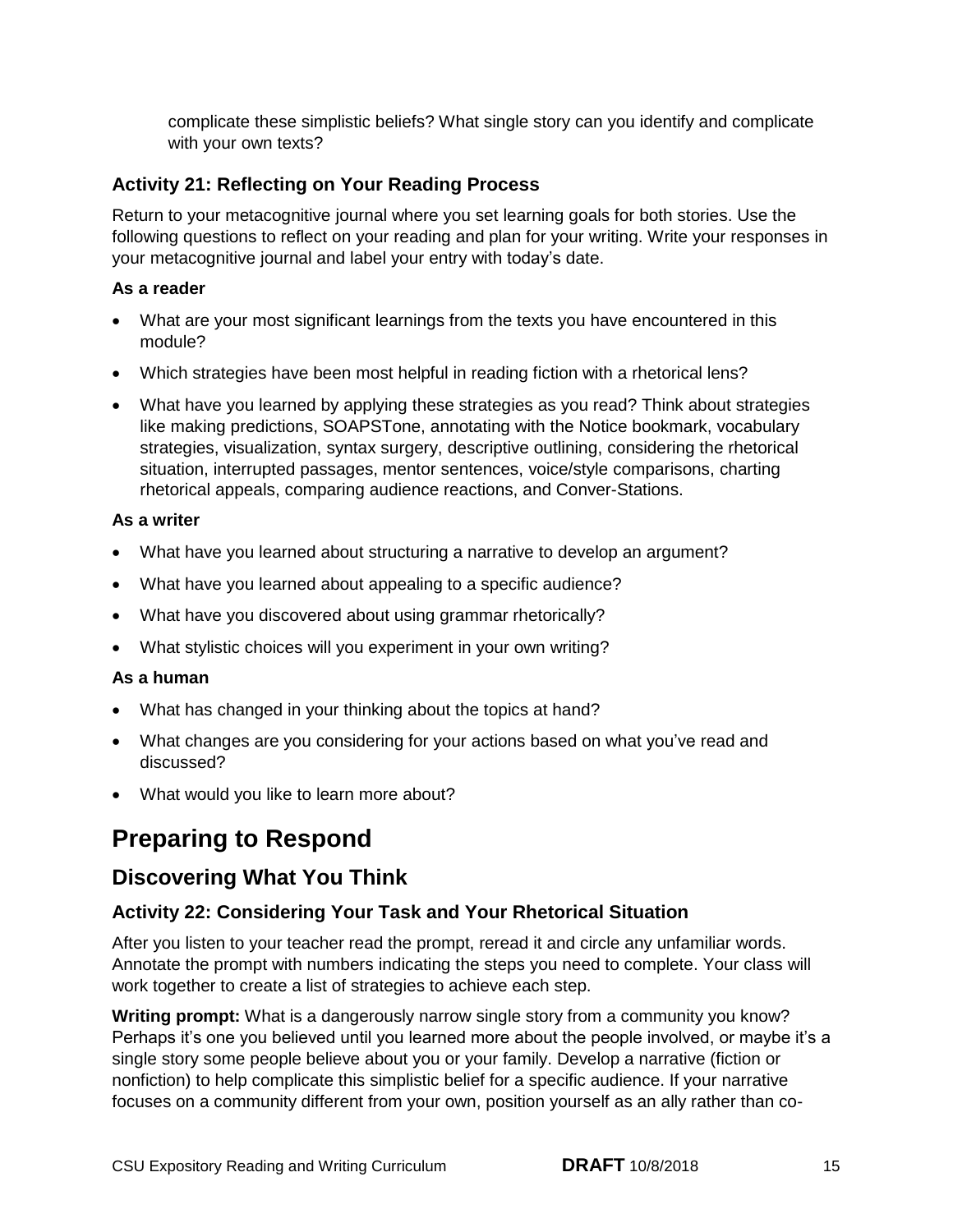complicate these simplistic beliefs? What single story can you identify and complicate with your own texts?

### Activity 21: Reflecting on Your Reading Process

Return to your metacognitive journal where you set learning goals for both stories. Use the following questions to reflect on your reading and plan for your writing. Write your responses in your metacognitive journal and label your entry with today's date.

**As a reader**

- What are your most significant learnings from the texts you have encountered in this module?
- Which strategies have been most helpful in reading fiction with a rhetorical lens?
- What have you learned by applying these strategies as you read? Think about strategies like making predictions, SOAPSTone, annotating with the Notice bookmark, vocabulary strategies, visualization, syntax surgery, descriptive outlining, considering the rhetorical situation, interrupted passages, mentor sentences, voice/style comparisons, charting rhetorical appeals, comparing audience reactions, and Conver-Stations.

**As a writer**

- What have you learned about structuring a narrative to develop an argument?
- What have you learned about appealing to a specific audience?
- What have you discovered about using grammar rhetorically?
- What stylistic choices will you experiment in your own writing?

**As a human**

- What has changed in your thinking about the topics at hand?
- What changes are you considering for your actions based on what you've read and discussed?
- What would you like to learn more about?

# Preparing to Respond

## Discovering What You Think

### Activity 22: Considering Your Task and Your Rhetorical Situation

After you listen to your teacher read the prompt, reread it and circle any unfamiliar words. Annotate the prompt with numbers indicating the steps you need to complete. Your class will work together to create a list of strategies to achieve each step.

**Writing prompt:** What is a dangerously narrow single story from a community you know? Perhaps it's one you believed until you learned more about the people involved, or maybe it's a single story some people believe about you or your family. Develop a narrative (fiction or nonfiction) to help complicate this simplistic belief for a specific audience. If your narrative focuses on a community different from your own, position yourself as an ally rather than co-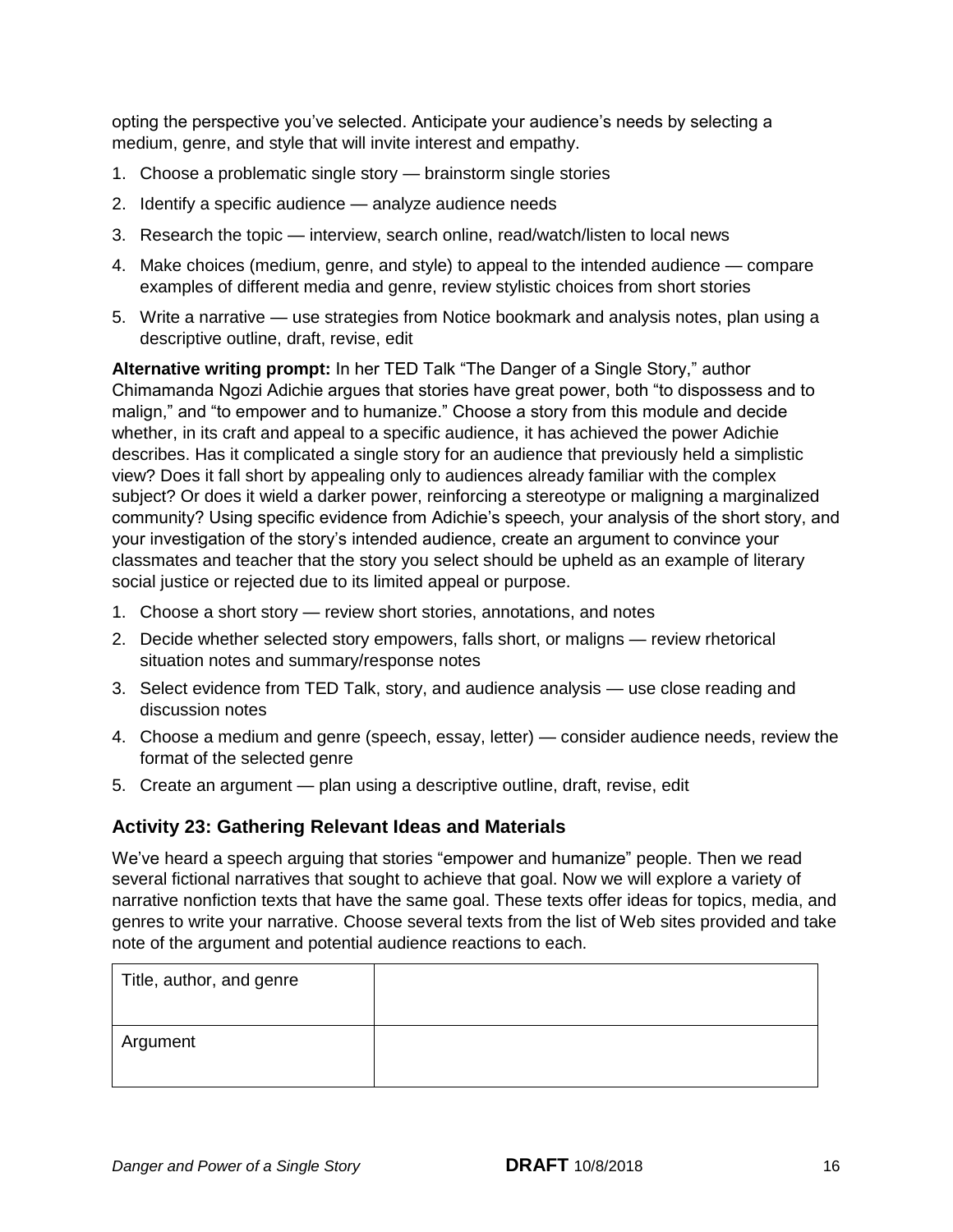opting the perspective you've selected. Anticipate your audience's needs by selecting a medium, genre, and style that will invite interest and empathy.

1. Choose a problematic single story — brainstorm single stories
2. Identify a specific audience — analyze audience needs
3. Research the topic — interview, search online, read/watch/listen to local news
4. Make choices (medium, genre, and style) to appeal to the intended audience — compare examples of different media and genre, review stylistic choices from short stories
5. Write a narrative — use strategies from Notice bookmark and analysis notes, plan using a descriptive outline, draft, revise, edit

**Alternative writing prompt:** In her TED Talk "The Danger of a Single Story," author Chimamanda Ngozi Adichie argues that stories have great power, both "to dispossess and to malign," and "to empower and to humanize." Choose a story from this module and decide whether, in its craft and appeal to a specific audience, it has achieved the power Adichie describes. Has it complicated a single story for an audience that previously held a simplistic view? Does it fall short by appealing only to audiences already familiar with the complex subject? Or does it wield a darker power, reinforcing a stereotype or maligning a marginalized community? Using specific evidence from Adichie's speech, your analysis of the short story, and your investigation of the story's intended audience, create an argument to convince your classmates and teacher that the story you select should be upheld as an example of literary social justice or rejected due to its limited appeal or purpose.

1. Choose a short story — review short stories, annotations, and notes
2. Decide whether selected story empowers, falls short, or maligns — review rhetorical situation notes and summary/response notes
3. Select evidence from TED Talk, story, and audience analysis — use close reading and discussion notes
4. Choose a medium and genre (speech, essay, letter) — consider audience needs, review the format of the selected genre
5. Create an argument — plan using a descriptive outline, draft, revise, edit

### Activity 23: Gathering Relevant Ideas and Materials

We've heard a speech arguing that stories "empower and humanize" people. Then we read several fictional narratives that sought to achieve that goal. Now we will explore a variety of narrative nonfiction texts that have the same goal. These texts offer ideas for topics, media, and genres to write your narrative. Choose several texts from the list of Web sites provided and take note of the argument and potential audience reactions to each.

| Title, author, and genre | |
|---|---|
| Argument | |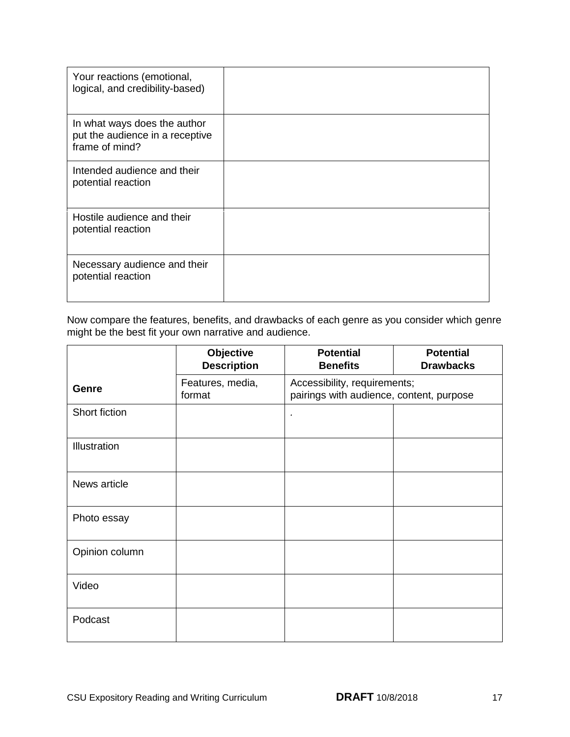| | |
|---|---|
| Your reactions (emotional, logical, and credibility-based) | |
| In what ways does the author put the audience in a receptive frame of mind? | |
| Intended audience and their potential reaction | |
| Hostile audience and their potential reaction | |
| Necessary audience and their potential reaction | |

Now compare the features, benefits, and drawbacks of each genre as you consider which genre might be the best fit your own narrative and audience.

| | **Objective Description** | **Potential Benefits** | **Potential Drawbacks** |
|---|---|---|---|
| **Genre** | Features, media, format | Accessibility, requirements; pairings with audience, content, purpose | |
| Short fiction | | . | |
| Illustration | | | |
| News article | | | |
| Photo essay | | | |
| Opinion column | | | |
| Video | | | |
| Podcast | | | |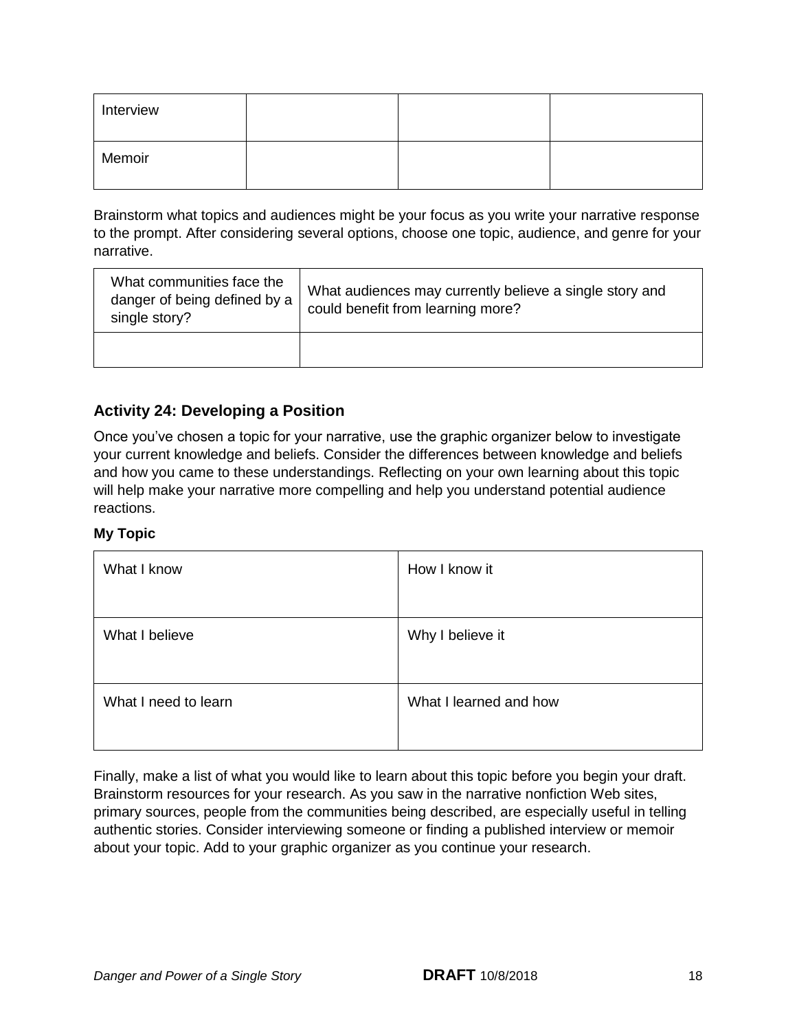| Interview | | | |
| --- | --- | --- | --- |
| Memoir | | | |

Brainstorm what topics and audiences might be your focus as you write your narrative response to the prompt. After considering several options, choose one topic, audience, and genre for your narrative.

| What communities face the danger of being defined by a single story? | What audiences may currently believe a single story and could benefit from learning more? |
| --- | --- |
| | |

## Activity 24: Developing a Position

Once you've chosen a topic for your narrative, use the graphic organizer below to investigate your current knowledge and beliefs. Consider the differences between knowledge and beliefs and how you came to these understandings. Reflecting on your own learning about this topic will help make your narrative more compelling and help you understand potential audience reactions.

**My Topic**

| What I know | How I know it |
| --- | --- |
| What I believe | Why I believe it |
| What I need to learn | What I learned and how |

Finally, make a list of what you would like to learn about this topic before you begin your draft. Brainstorm resources for your research. As you saw in the narrative nonfiction Web sites, primary sources, people from the communities being described, are especially useful in telling authentic stories. Consider interviewing someone or finding a published interview or memoir about your topic. Add to your graphic organizer as you continue your research.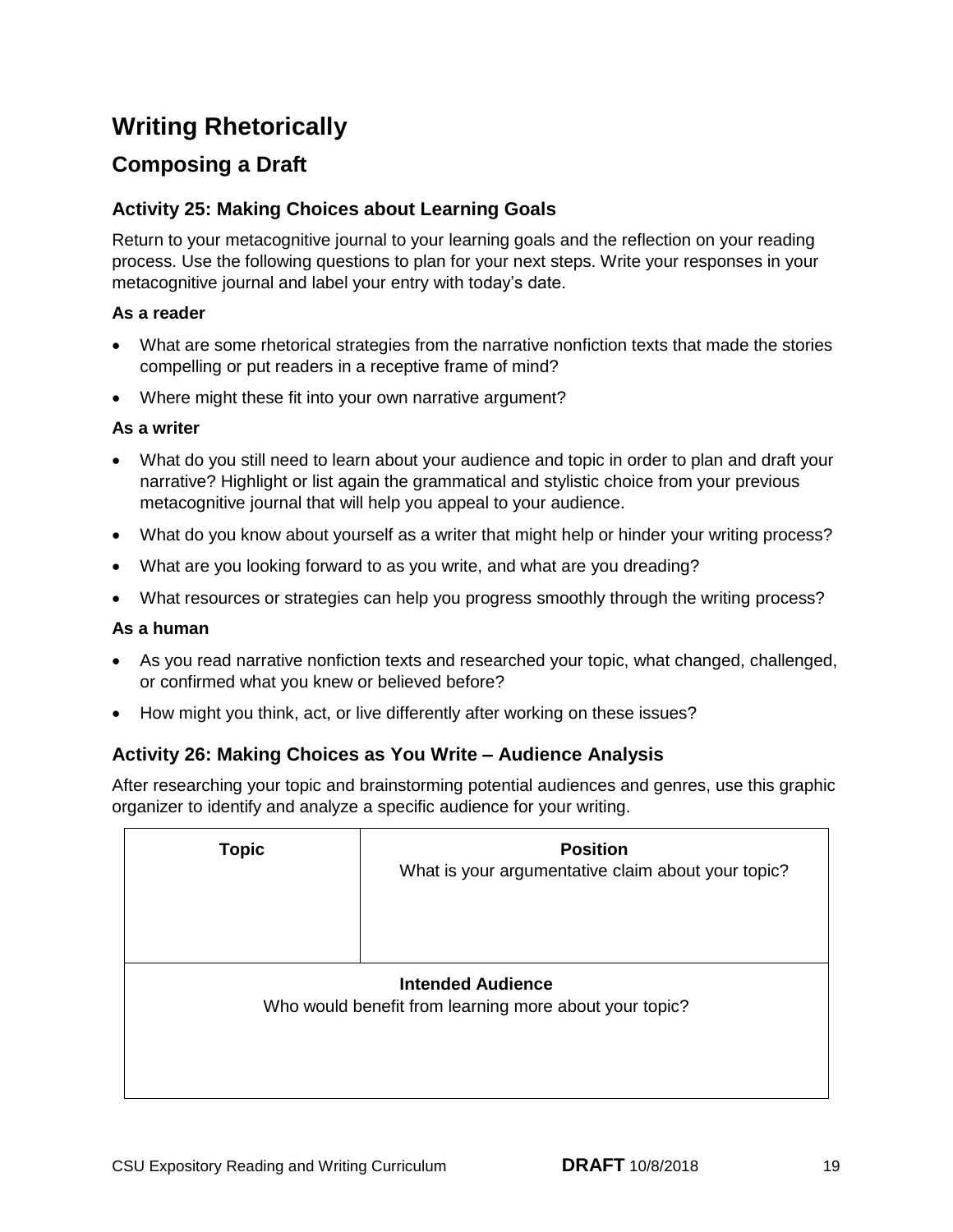# Writing Rhetorically

## Composing a Draft

### Activity 25: Making Choices about Learning Goals

Return to your metacognitive journal to your learning goals and the reflection on your reading process. Use the following questions to plan for your next steps. Write your responses in your metacognitive journal and label your entry with today's date.

**As a reader**

- What are some rhetorical strategies from the narrative nonfiction texts that made the stories compelling or put readers in a receptive frame of mind?
- Where might these fit into your own narrative argument?

**As a writer**

- What do you still need to learn about your audience and topic in order to plan and draft your narrative? Highlight or list again the grammatical and stylistic choice from your previous metacognitive journal that will help you appeal to your audience.
- What do you know about yourself as a writer that might help or hinder your writing process?
- What are you looking forward to as you write, and what are you dreading?
- What resources or strategies can help you progress smoothly through the writing process?

**As a human**

- As you read narrative nonfiction texts and researched your topic, what changed, challenged, or confirmed what you knew or believed before?
- How might you think, act, or live differently after working on these issues?

### Activity 26: Making Choices as You Write – Audience Analysis

After researching your topic and brainstorming potential audiences and genres, use this graphic organizer to identify and analyze a specific audience for your writing.

| **Topic** | **Position**<br>What is your argumentative claim about your topic? |
|---|---|
| **Intended Audience**<br>Who would benefit from learning more about your topic? | |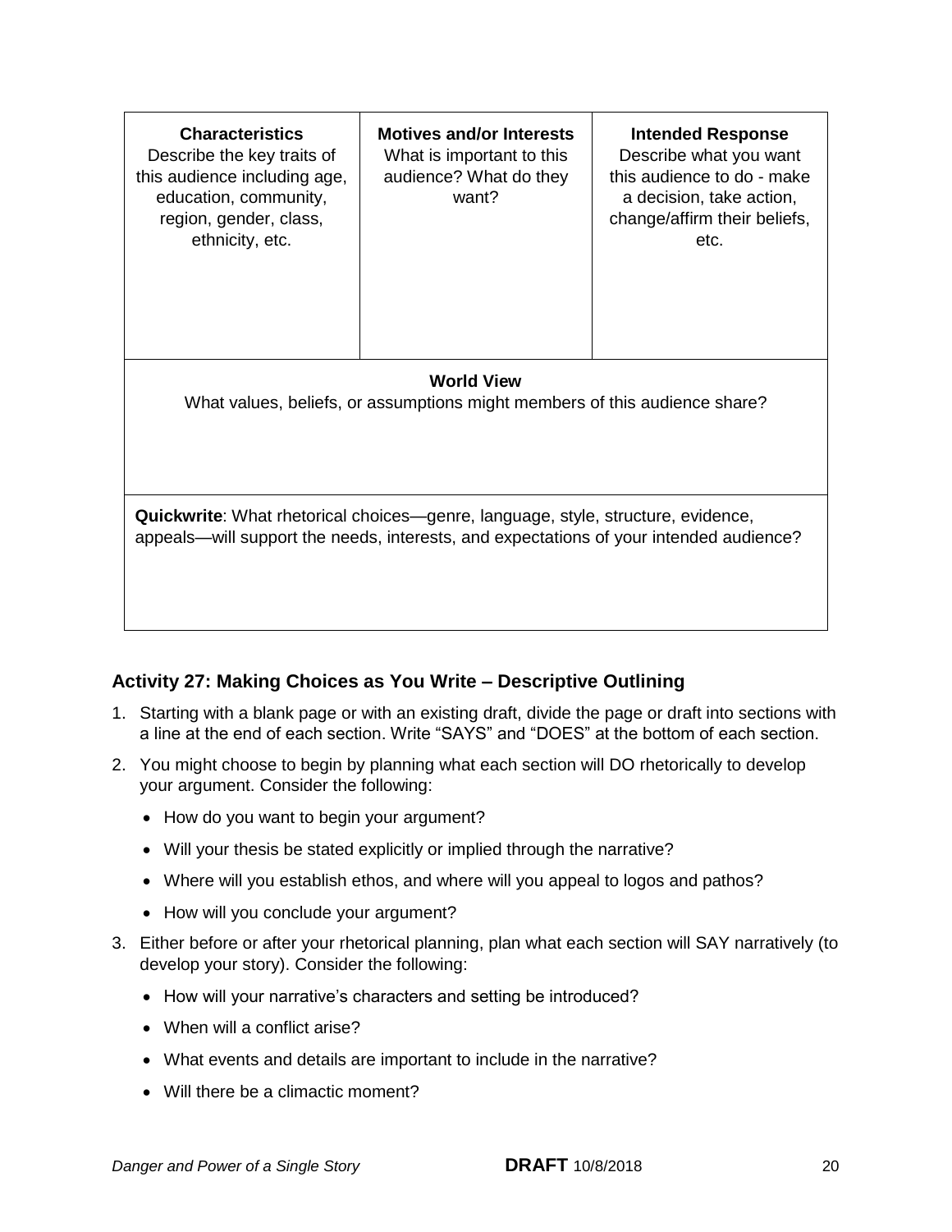| **Characteristics** Describe the key traits of this audience including age, education, community, region, gender, class, ethnicity, etc. | **Motives and/or Interests** What is important to this audience? What do they want? | **Intended Response** Describe what you want this audience to do - make a decision, take action, change/affirm their beliefs, etc. |
|---|---|---|
| **World View** What values, beliefs, or assumptions might members of this audience share? | | |
| **Quickwrite**: What rhetorical choices—genre, language, style, structure, evidence, appeals—will support the needs, interests, and expectations of your intended audience? | | |

### Activity 27: Making Choices as You Write – Descriptive Outlining

1. Starting with a blank page or with an existing draft, divide the page or draft into sections with a line at the end of each section. Write "SAYS" and "DOES" at the bottom of each section.
2. You might choose to begin by planning what each section will DO rhetorically to develop your argument. Consider the following:
   - How do you want to begin your argument?
   - Will your thesis be stated explicitly or implied through the narrative?
   - Where will you establish ethos, and where will you appeal to logos and pathos?
   - How will you conclude your argument?
3. Either before or after your rhetorical planning, plan what each section will SAY narratively (to develop your story). Consider the following:
   - How will your narrative's characters and setting be introduced?
   - When will a conflict arise?
   - What events and details are important to include in the narrative?
   - Will there be a climactic moment?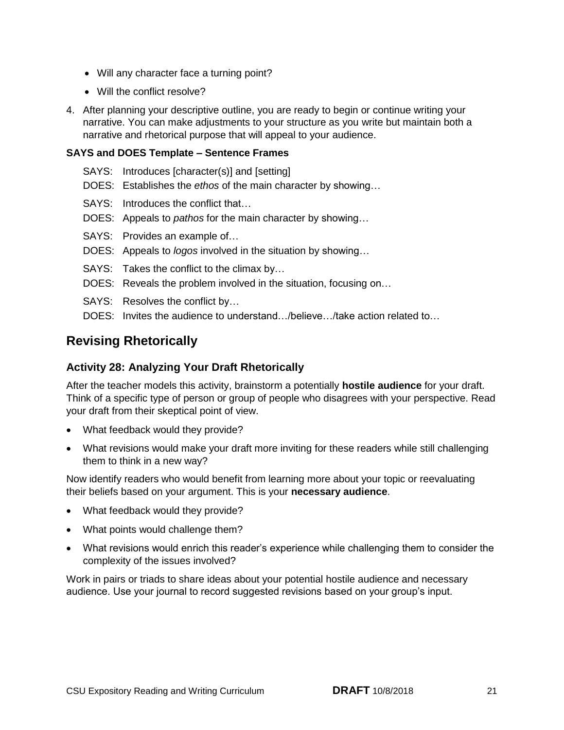- Will any character face a turning point?
- Will the conflict resolve?

4. After planning your descriptive outline, you are ready to begin or continue writing your narrative. You can make adjustments to your structure as you write but maintain both a narrative and rhetorical purpose that will appeal to your audience.

**SAYS and DOES Template – Sentence Frames**

SAYS: Introduces [character(s)] and [setting]
DOES: Establishes the *ethos* of the main character by showing…

SAYS: Introduces the conflict that…
DOES: Appeals to *pathos* for the main character by showing…

SAYS: Provides an example of…
DOES: Appeals to *logos* involved in the situation by showing…

SAYS: Takes the conflict to the climax by…
DOES: Reveals the problem involved in the situation, focusing on…

SAYS: Resolves the conflict by…
DOES: Invites the audience to understand…/believe…/take action related to…

## Revising Rhetorically

### Activity 28: Analyzing Your Draft Rhetorically

After the teacher models this activity, brainstorm a potentially **hostile audience** for your draft. Think of a specific type of person or group of people who disagrees with your perspective. Read your draft from their skeptical point of view.

- What feedback would they provide?
- What revisions would make your draft more inviting for these readers while still challenging them to think in a new way?

Now identify readers who would benefit from learning more about your topic or reevaluating their beliefs based on your argument. This is your **necessary audience**.

- What feedback would they provide?
- What points would challenge them?
- What revisions would enrich this reader's experience while challenging them to consider the complexity of the issues involved?

Work in pairs or triads to share ideas about your potential hostile audience and necessary audience. Use your journal to record suggested revisions based on your group's input.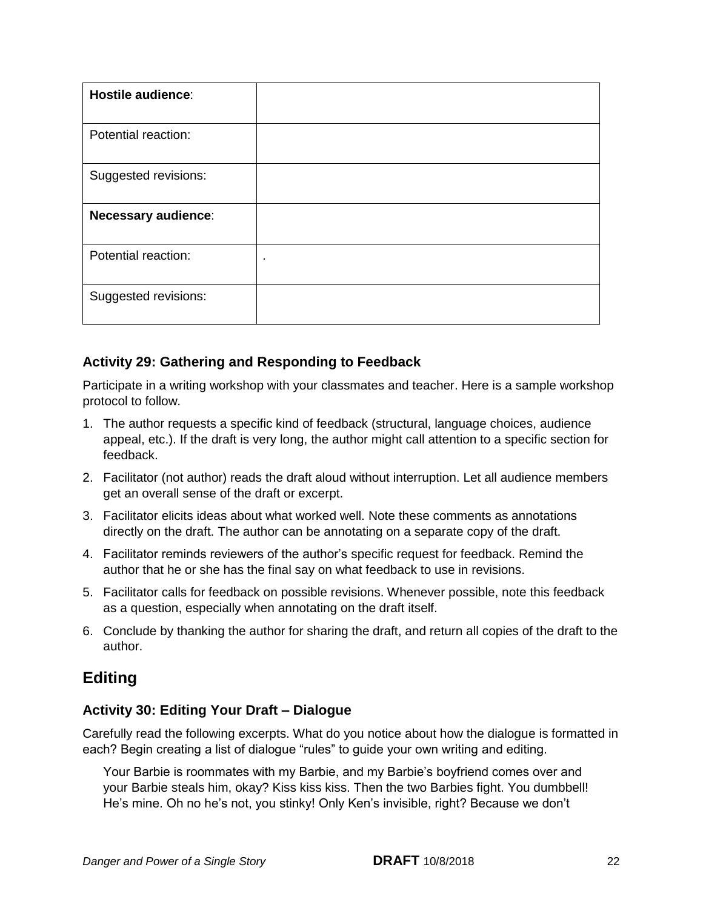| **Hostile audience**: | |
|---|---|
| Potential reaction: | |
| Suggested revisions: | |
| **Necessary audience**: | |
| Potential reaction: | . |
| Suggested revisions: | |

### Activity 29: Gathering and Responding to Feedback

Participate in a writing workshop with your classmates and teacher. Here is a sample workshop protocol to follow.

1. The author requests a specific kind of feedback (structural, language choices, audience appeal, etc.). If the draft is very long, the author might call attention to a specific section for feedback.
2. Facilitator (not author) reads the draft aloud without interruption. Let all audience members get an overall sense of the draft or excerpt.
3. Facilitator elicits ideas about what worked well. Note these comments as annotations directly on the draft. The author can be annotating on a separate copy of the draft.
4. Facilitator reminds reviewers of the author's specific request for feedback. Remind the author that he or she has the final say on what feedback to use in revisions.
5. Facilitator calls for feedback on possible revisions. Whenever possible, note this feedback as a question, especially when annotating on the draft itself.
6. Conclude by thanking the author for sharing the draft, and return all copies of the draft to the author.

## Editing

### Activity 30: Editing Your Draft – Dialogue

Carefully read the following excerpts. What do you notice about how the dialogue is formatted in each? Begin creating a list of dialogue "rules" to guide your own writing and editing.

> Your Barbie is roommates with my Barbie, and my Barbie's boyfriend comes over and your Barbie steals him, okay? Kiss kiss kiss. Then the two Barbies fight. You dumbbell! He's mine. Oh no he's not, you stinky! Only Ken's invisible, right? Because we don't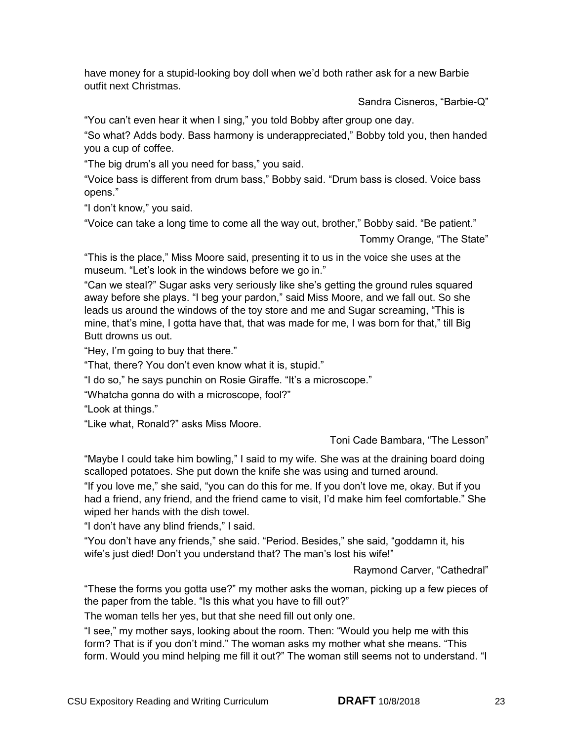have money for a stupid-looking boy doll when we'd both rather ask for a new Barbie outfit next Christmas.

Sandra Cisneros, "Barbie-Q"

"You can't even hear it when I sing," you told Bobby after group one day.

"So what? Adds body. Bass harmony is underappreciated," Bobby told you, then handed you a cup of coffee.

"The big drum's all you need for bass," you said.

"Voice bass is different from drum bass," Bobby said. "Drum bass is closed. Voice bass opens."

"I don't know," you said.

"Voice can take a long time to come all the way out, brother," Bobby said. "Be patient."

Tommy Orange, "The State"

"This is the place," Miss Moore said, presenting it to us in the voice she uses at the museum. "Let's look in the windows before we go in."

"Can we steal?" Sugar asks very seriously like she's getting the ground rules squared away before she plays. "I beg your pardon," said Miss Moore, and we fall out. So she leads us around the windows of the toy store and me and Sugar screaming, "This is mine, that's mine, I gotta have that, that was made for me, I was born for that," till Big Butt drowns us out.

"Hey, I'm going to buy that there."

"That, there? You don't even know what it is, stupid."

"I do so," he says punchin on Rosie Giraffe. "It's a microscope."

"Whatcha gonna do with a microscope, fool?"

"Look at things."

"Like what, Ronald?" asks Miss Moore.

Toni Cade Bambara, "The Lesson"

"Maybe I could take him bowling," I said to my wife. She was at the draining board doing scalloped potatoes. She put down the knife she was using and turned around.

"If you love me," she said, "you can do this for me. If you don't love me, okay. But if you had a friend, any friend, and the friend came to visit, I'd make him feel comfortable." She wiped her hands with the dish towel.

"I don't have any blind friends," I said.

"You don't have any friends," she said. "Period. Besides," she said, "goddamn it, his wife's just died! Don't you understand that? The man's lost his wife!"

Raymond Carver, "Cathedral"

"These the forms you gotta use?" my mother asks the woman, picking up a few pieces of the paper from the table. "Is this what you have to fill out?"

The woman tells her yes, but that she need fill out only one.

"I see," my mother says, looking about the room. Then: "Would you help me with this form? That is if you don't mind." The woman asks my mother what she means. "This form. Would you mind helping me fill it out?" The woman still seems not to understand. "I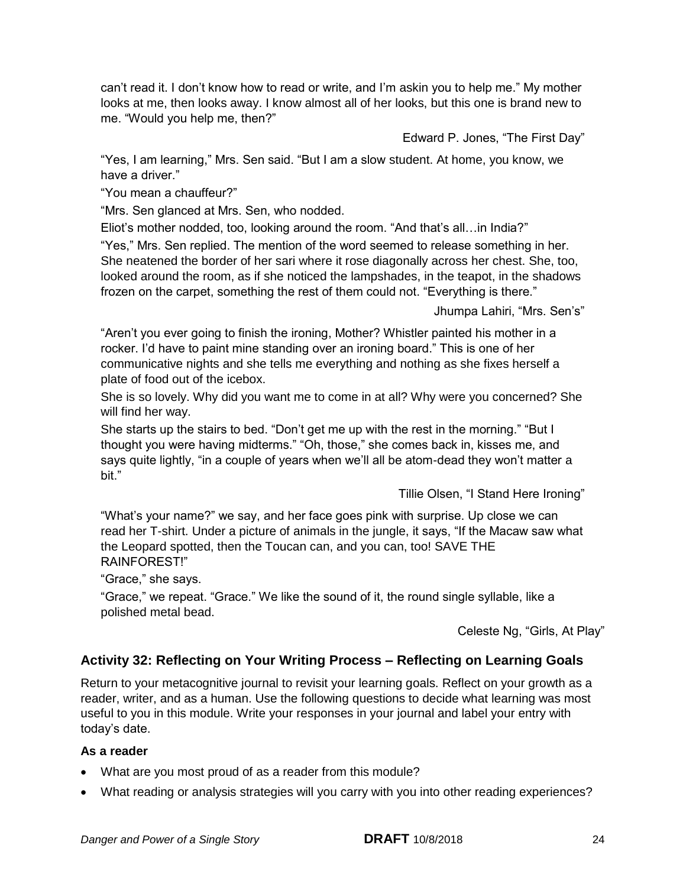can't read it. I don't know how to read or write, and I'm askin you to help me." My mother looks at me, then looks away. I know almost all of her looks, but this one is brand new to me. "Would you help me, then?"

Edward P. Jones, "The First Day"

"Yes, I am learning," Mrs. Sen said. "But I am a slow student. At home, you know, we have a driver."

"You mean a chauffeur?"

"Mrs. Sen glanced at Mrs. Sen, who nodded.

Eliot's mother nodded, too, looking around the room. "And that's all…in India?"

"Yes," Mrs. Sen replied. The mention of the word seemed to release something in her. She neatened the border of her sari where it rose diagonally across her chest. She, too, looked around the room, as if she noticed the lampshades, in the teapot, in the shadows frozen on the carpet, something the rest of them could not. "Everything is there."

Jhumpa Lahiri, "Mrs. Sen's"

"Aren't you ever going to finish the ironing, Mother? Whistler painted his mother in a rocker. I'd have to paint mine standing over an ironing board." This is one of her communicative nights and she tells me everything and nothing as she fixes herself a plate of food out of the icebox.

She is so lovely. Why did you want me to come in at all? Why were you concerned? She will find her way.

She starts up the stairs to bed. "Don't get me up with the rest in the morning." "But I thought you were having midterms." "Oh, those," she comes back in, kisses me, and says quite lightly, "in a couple of years when we'll all be atom-dead they won't matter a bit."

Tillie Olsen, "I Stand Here Ironing"

"What's your name?" we say, and her face goes pink with surprise. Up close we can read her T-shirt. Under a picture of animals in the jungle, it says, "If the Macaw saw what the Leopard spotted, then the Toucan can, and you can, too! SAVE THE RAINFOREST!"

"Grace," she says.

"Grace," we repeat. "Grace." We like the sound of it, the round single syllable, like a polished metal bead.

Celeste Ng, "Girls, At Play"

## Activity 32: Reflecting on Your Writing Process – Reflecting on Learning Goals

Return to your metacognitive journal to revisit your learning goals. Reflect on your growth as a reader, writer, and as a human. Use the following questions to decide what learning was most useful to you in this module. Write your responses in your journal and label your entry with today's date.

**As a reader**

- What are you most proud of as a reader from this module?
- What reading or analysis strategies will you carry with you into other reading experiences?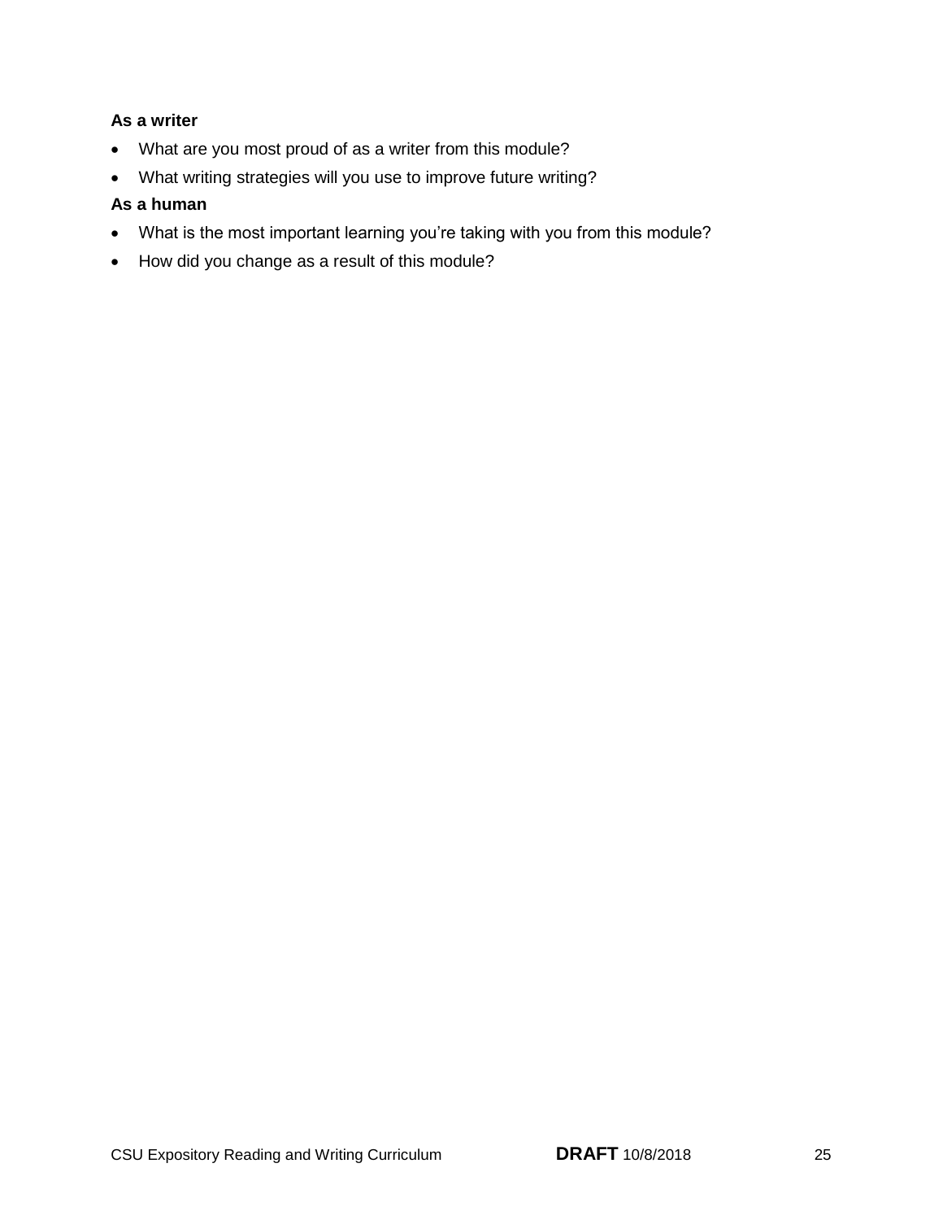**As a writer**

- What are you most proud of as a writer from this module?
- What writing strategies will you use to improve future writing?

**As a human**

- What is the most important learning you’re taking with you from this module?
- How did you change as a result of this module?